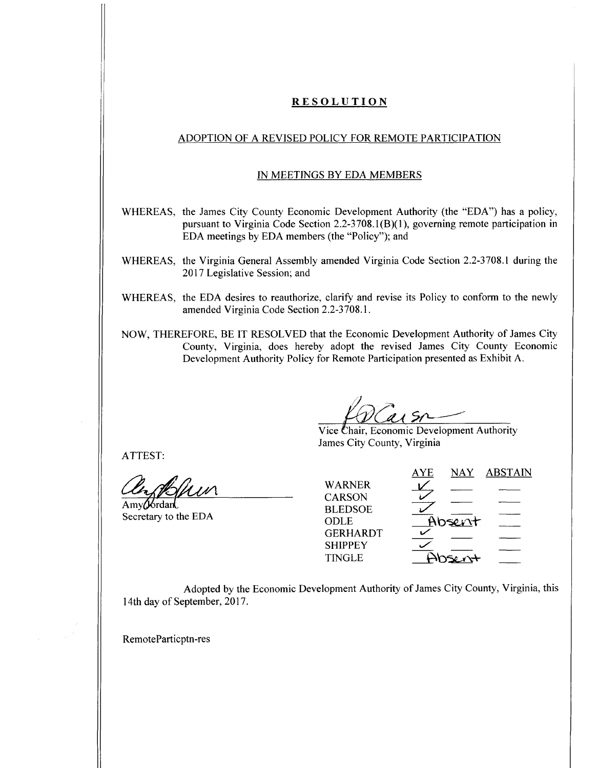# RESOLUTION

## ADOPTION OF A REVISED POLICY FOR REMOTE PARTICIPATION

## IN MEETINGS BY EDA MEMBERS

WHEREAS, the James City County Economic Development Authority (the "EDA") has a policy, pursuant to Virginia Code Section 2.2-3708.1(B)(1), governing remote participation in EDA meetings by EDA members (the "Policy"); and

WHEREAS, the Virginia General Assembly amended Virginia Code Section 2.2-3708.1 during the 2017 Legislative Session; and

WHEREAS, the EDA desires to reauthorize, clarify and revise its Policy to conform to the newly amended Virginia Code Section 2.2-3708.1.

NOW, THEREFORE, BE IT RESOLVED that the Economic Development Authority of James City County, Virginia, does hereby adopt the revised James City County Economic Development Authority Policy for Remote Participation presented as Exhibit A.

Vice Chair, Economic Development Authority
James City County, Virginia

ATTEST:

Amy Jordan
Secretary to the EDA

| | AYE | NAY | ABSTAIN |
|---|---|---|---|
| WARNER | ✓ | | |
| CARSON | ✓ | | |
| BLEDSOE | ✓ | | |
| ODLE | Absent | | |
| GERHARDT | ✓ | | |
| SHIPPEY | ✓ | | |
| TINGLE | Absent | | |

Adopted by the Economic Development Authority of James City County, Virginia, this 14th day of September, 2017.

RemoteParticptn-res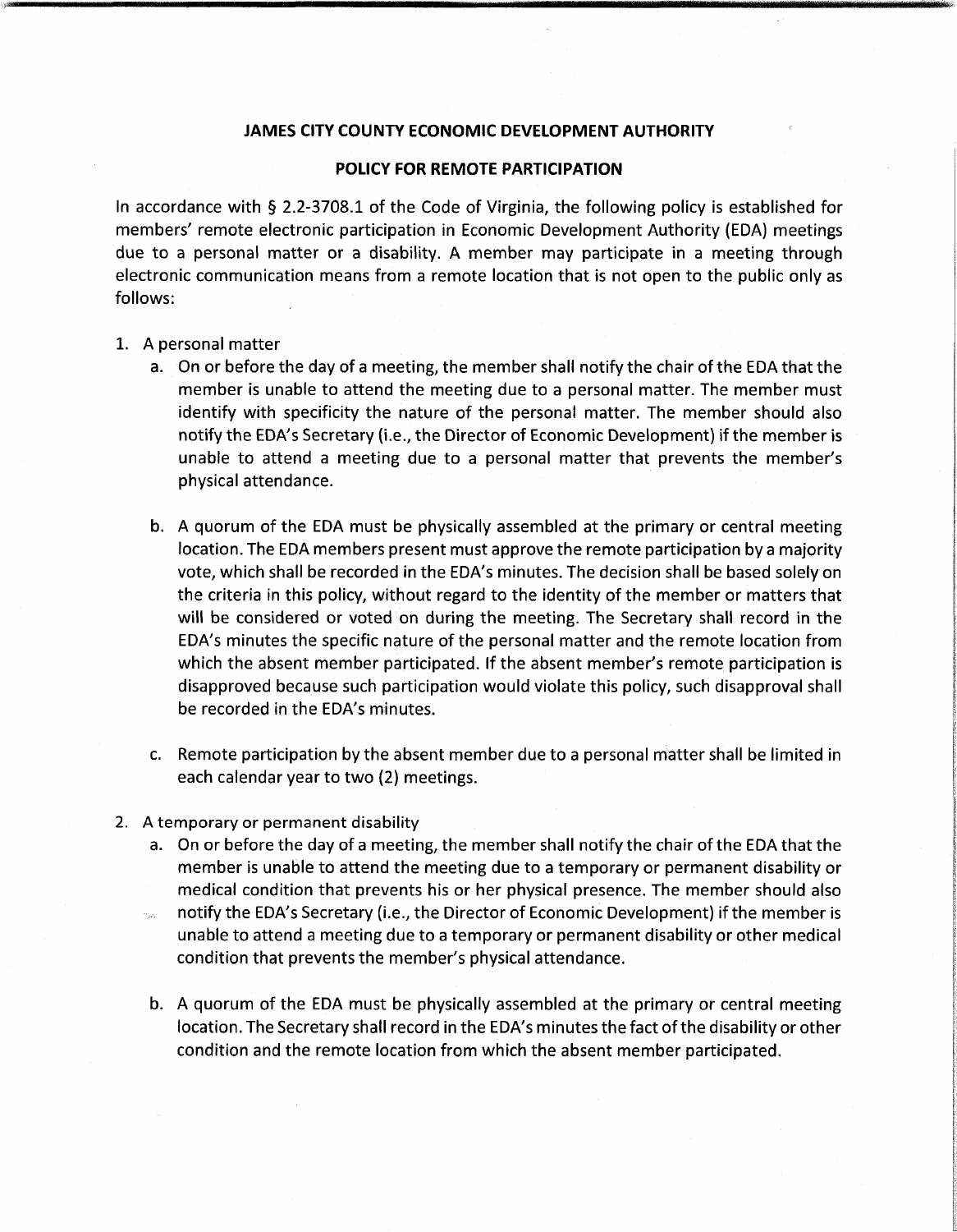**JAMES CITY COUNTY ECONOMIC DEVELOPMENT AUTHORITY**

**POLICY FOR REMOTE PARTICIPATION**

In accordance with § 2.2-3708.1 of the Code of Virginia, the following policy is established for members' remote electronic participation in Economic Development Authority (EDA) meetings due to a personal matter or a disability. A member may participate in a meeting through electronic communication means from a remote location that is not open to the public only as follows:

1. A personal matter
   a. On or before the day of a meeting, the member shall notify the chair of the EDA that the member is unable to attend the meeting due to a personal matter. The member must identify with specificity the nature of the personal matter. The member should also notify the EDA's Secretary (i.e., the Director of Economic Development) if the member is unable to attend a meeting due to a personal matter that prevents the member's physical attendance.

   b. A quorum of the EDA must be physically assembled at the primary or central meeting location. The EDA members present must approve the remote participation by a majority vote, which shall be recorded in the EDA's minutes. The decision shall be based solely on the criteria in this policy, without regard to the identity of the member or matters that will be considered or voted on during the meeting. The Secretary shall record in the EDA's minutes the specific nature of the personal matter and the remote location from which the absent member participated. If the absent member's remote participation is disapproved because such participation would violate this policy, such disapproval shall be recorded in the EDA's minutes.

   c. Remote participation by the absent member due to a personal matter shall be limited in each calendar year to two (2) meetings.

2. A temporary or permanent disability
   a. On or before the day of a meeting, the member shall notify the chair of the EDA that the member is unable to attend the meeting due to a temporary or permanent disability or medical condition that prevents his or her physical presence. The member should also notify the EDA's Secretary (i.e., the Director of Economic Development) if the member is unable to attend a meeting due to a temporary or permanent disability or other medical condition that prevents the member's physical attendance.

   b. A quorum of the EDA must be physically assembled at the primary or central meeting location. The Secretary shall record in the EDA's minutes the fact of the disability or other condition and the remote location from which the absent member participated.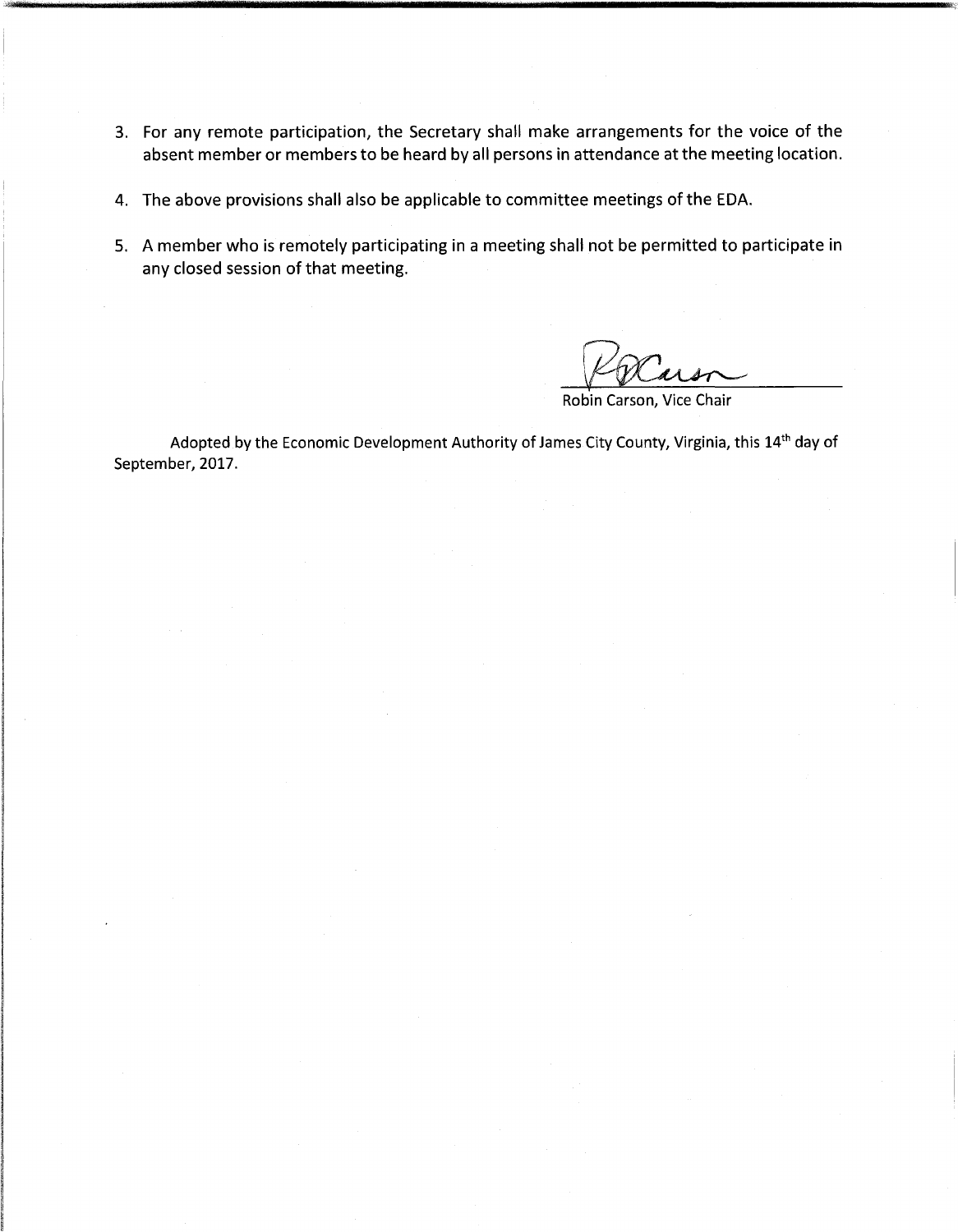3. For any remote participation, the Secretary shall make arrangements for the voice of the absent member or members to be heard by all persons in attendance at the meeting location.

4. The above provisions shall also be applicable to committee meetings of the EDA.

5. A member who is remotely participating in a meeting shall not be permitted to participate in any closed session of that meeting.

Robin Carson, Vice Chair

Adopted by the Economic Development Authority of James City County, Virginia, this 14th day of September, 2017.